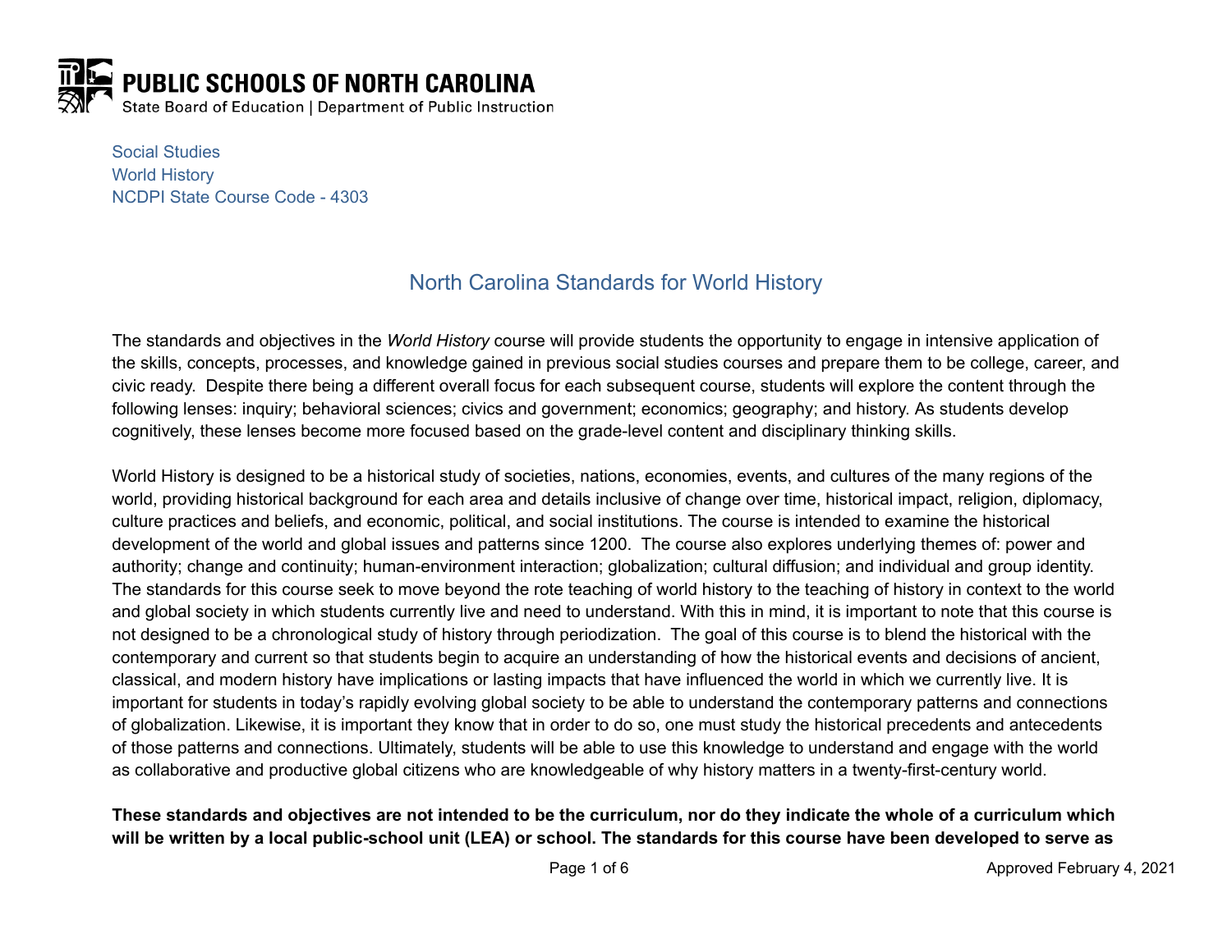**PUBLIC SCHOOLS OF NORTH CAROLINA**
State Board of Education | Department of Public Instruction

Social Studies
World History
NCDPI State Course Code - 4303

# North Carolina Standards for World History

The standards and objectives in the *World History* course will provide students the opportunity to engage in intensive application of the skills, concepts, processes, and knowledge gained in previous social studies courses and prepare them to be college, career, and civic ready. Despite there being a different overall focus for each subsequent course, students will explore the content through the following lenses: inquiry; behavioral sciences; civics and government; economics; geography; and history. As students develop cognitively, these lenses become more focused based on the grade-level content and disciplinary thinking skills.

World History is designed to be a historical study of societies, nations, economies, events, and cultures of the many regions of the world, providing historical background for each area and details inclusive of change over time, historical impact, religion, diplomacy, culture practices and beliefs, and economic, political, and social institutions. The course is intended to examine the historical development of the world and global issues and patterns since 1200. The course also explores underlying themes of: power and authority; change and continuity; human-environment interaction; globalization; cultural diffusion; and individual and group identity. The standards for this course seek to move beyond the rote teaching of world history to the teaching of history in context to the world and global society in which students currently live and need to understand. With this in mind, it is important to note that this course is not designed to be a chronological study of history through periodization. The goal of this course is to blend the historical with the contemporary and current so that students begin to acquire an understanding of how the historical events and decisions of ancient, classical, and modern history have implications or lasting impacts that have influenced the world in which we currently live. It is important for students in today's rapidly evolving global society to be able to understand the contemporary patterns and connections of globalization. Likewise, it is important they know that in order to do so, one must study the historical precedents and antecedents of those patterns and connections. Ultimately, students will be able to use this knowledge to understand and engage with the world as collaborative and productive global citizens who are knowledgeable of why history matters in a twenty-first-century world.

**These standards and objectives are not intended to be the curriculum, nor do they indicate the whole of a curriculum which will be written by a local public-school unit (LEA) or school. The standards for this course have been developed to serve as**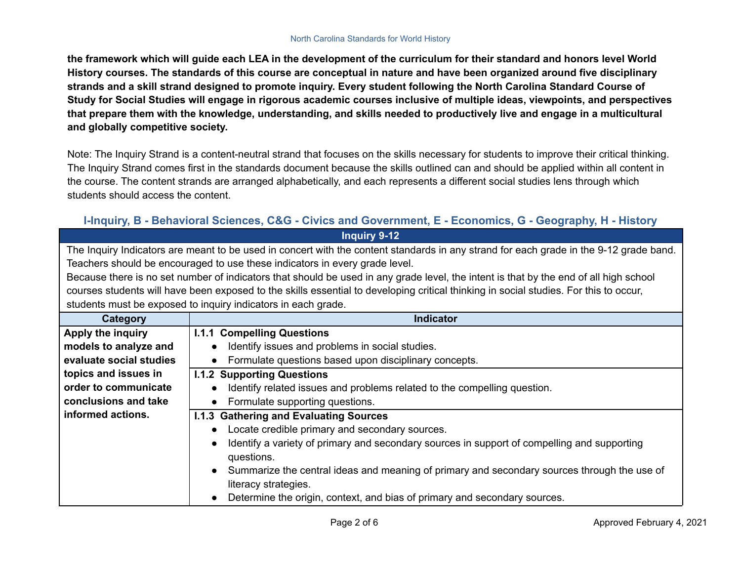**the framework which will guide each LEA in the development of the curriculum for their standard and honors level World History courses. The standards of this course are conceptual in nature and have been organized around five disciplinary strands and a skill strand designed to promote inquiry. Every student following the North Carolina Standard Course of Study for Social Studies will engage in rigorous academic courses inclusive of multiple ideas, viewpoints, and perspectives that prepare them with the knowledge, understanding, and skills needed to productively live and engage in a multicultural and globally competitive society.**

Note: The Inquiry Strand is a content-neutral strand that focuses on the skills necessary for students to improve their critical thinking. The Inquiry Strand comes first in the standards document because the skills outlined can and should be applied within all content in the course. The content strands are arranged alphabetically, and each represents a different social studies lens through which students should access the content.

### I-Inquiry, B - Behavioral Sciences, C&G - Civics and Government, E - Economics, G - Geography, H - History

**Inquiry 9-12**

The Inquiry Indicators are meant to be used in concert with the content standards in any strand for each grade in the 9-12 grade band. Teachers should be encouraged to use these indicators in every grade level.
Because there is no set number of indicators that should be used in any grade level, the intent is that by the end of all high school courses students will have been exposed to the skills essential to developing critical thinking in social studies. For this to occur, students must be exposed to inquiry indicators in each grade.

| Category | Indicator |
|---|---|
| **Apply the inquiry models to analyze and evaluate social studies topics and issues in order to communicate conclusions and take informed actions.** | **I.1.1 Compelling Questions**<br>• Identify issues and problems in social studies.<br>• Formulate questions based upon disciplinary concepts. |
| | **I.1.2 Supporting Questions**<br>• Identify related issues and problems related to the compelling question.<br>• Formulate supporting questions. |
| | **I.1.3 Gathering and Evaluating Sources**<br>• Locate credible primary and secondary sources.<br>• Identify a variety of primary and secondary sources in support of compelling and supporting questions.<br>• Summarize the central ideas and meaning of primary and secondary sources through the use of literacy strategies.<br>• Determine the origin, context, and bias of primary and secondary sources. |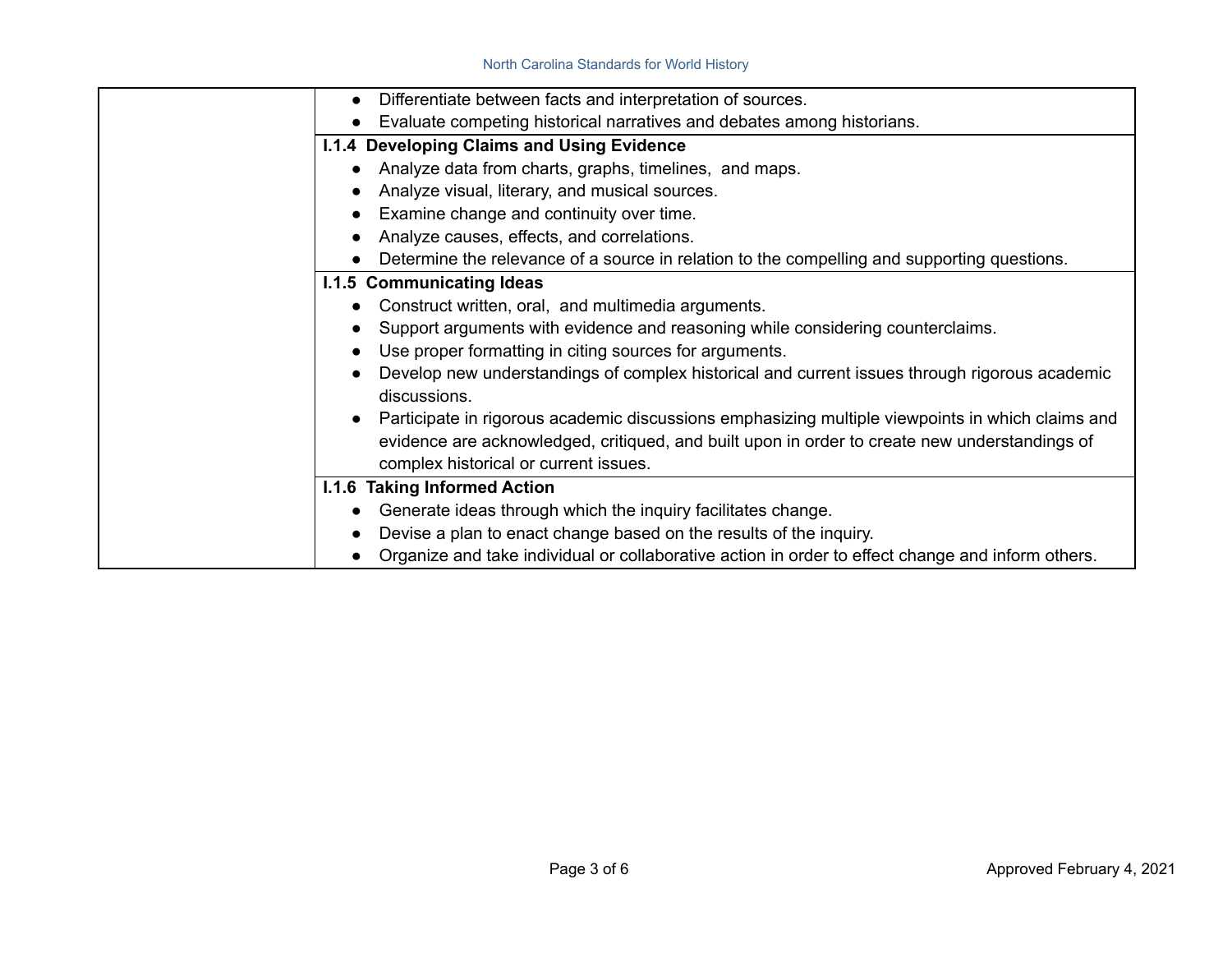| | |
|---|---|
| | • Differentiate between facts and interpretation of sources.<br>• Evaluate competing historical narratives and debates among historians. |
| | **I.1.4 Developing Claims and Using Evidence**<br>• Analyze data from charts, graphs, timelines, and maps.<br>• Analyze visual, literary, and musical sources.<br>• Examine change and continuity over time.<br>• Analyze causes, effects, and correlations.<br>• Determine the relevance of a source in relation to the compelling and supporting questions. |
| | **I.1.5 Communicating Ideas**<br>• Construct written, oral, and multimedia arguments.<br>• Support arguments with evidence and reasoning while considering counterclaims.<br>• Use proper formatting in citing sources for arguments.<br>• Develop new understandings of complex historical and current issues through rigorous academic discussions.<br>• Participate in rigorous academic discussions emphasizing multiple viewpoints in which claims and evidence are acknowledged, critiqued, and built upon in order to create new understandings of complex historical or current issues. |
| | **I.1.6 Taking Informed Action**<br>• Generate ideas through which the inquiry facilitates change.<br>• Devise a plan to enact change based on the results of the inquiry.<br>• Organize and take individual or collaborative action in order to effect change and inform others. |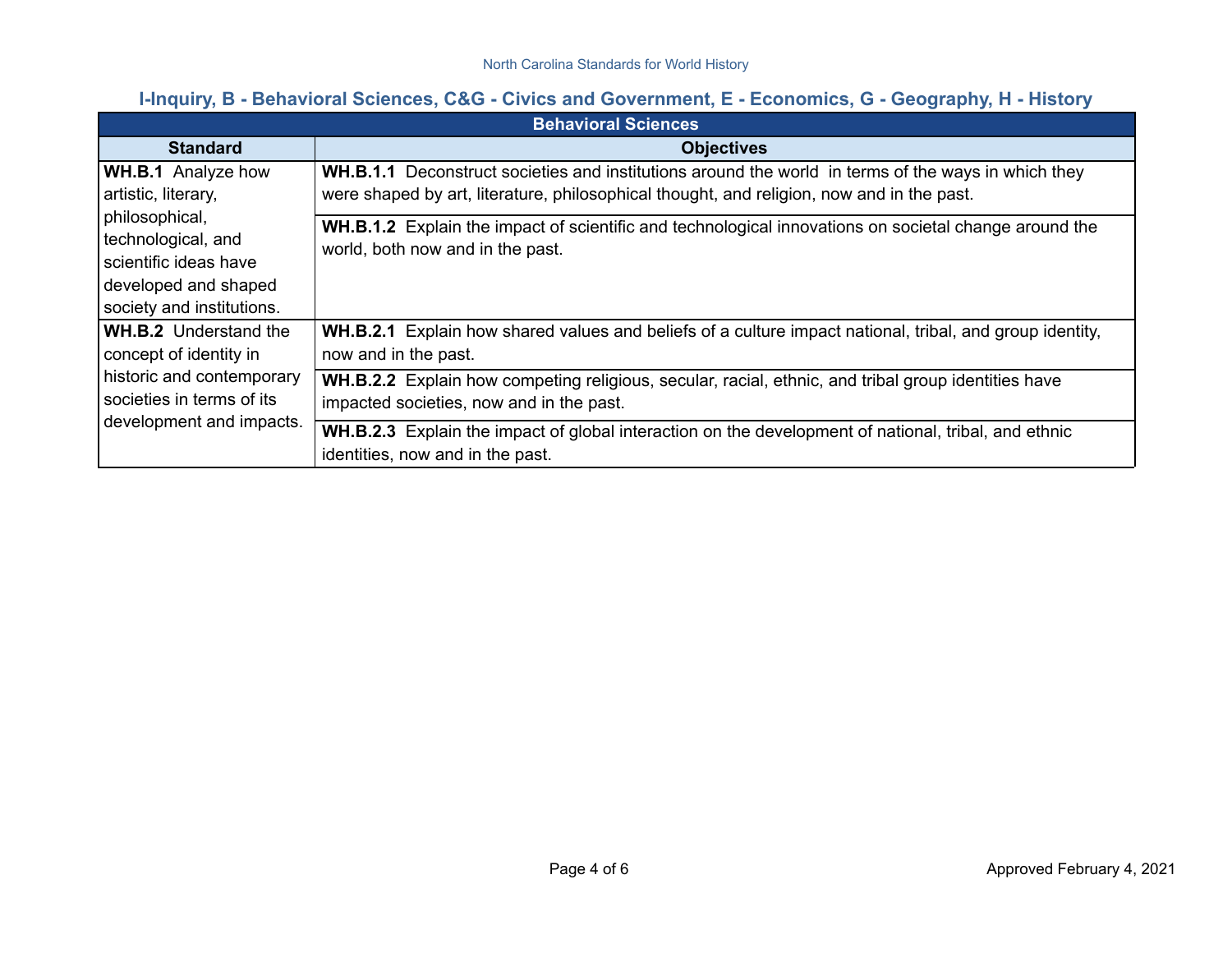**I-Inquiry, B - Behavioral Sciences, C&G - Civics and Government, E - Economics, G - Geography, H - History**

| Behavioral Sciences | |
|---|---|
| **Standard** | **Objectives** |
| **WH.B.1** Analyze how artistic, literary, philosophical, technological, and scientific ideas have developed and shaped society and institutions. | **WH.B.1.1** Deconstruct societies and institutions around the world in terms of the ways in which they were shaped by art, literature, philosophical thought, and religion, now and in the past. |
| | **WH.B.1.2** Explain the impact of scientific and technological innovations on societal change around the world, both now and in the past. |
| **WH.B.2** Understand the concept of identity in historic and contemporary societies in terms of its development and impacts. | **WH.B.2.1** Explain how shared values and beliefs of a culture impact national, tribal, and group identity, now and in the past. |
| | **WH.B.2.2** Explain how competing religious, secular, racial, ethnic, and tribal group identities have impacted societies, now and in the past. |
| | **WH.B.2.3** Explain the impact of global interaction on the development of national, tribal, and ethnic identities, now and in the past. |

Approved February 4, 2021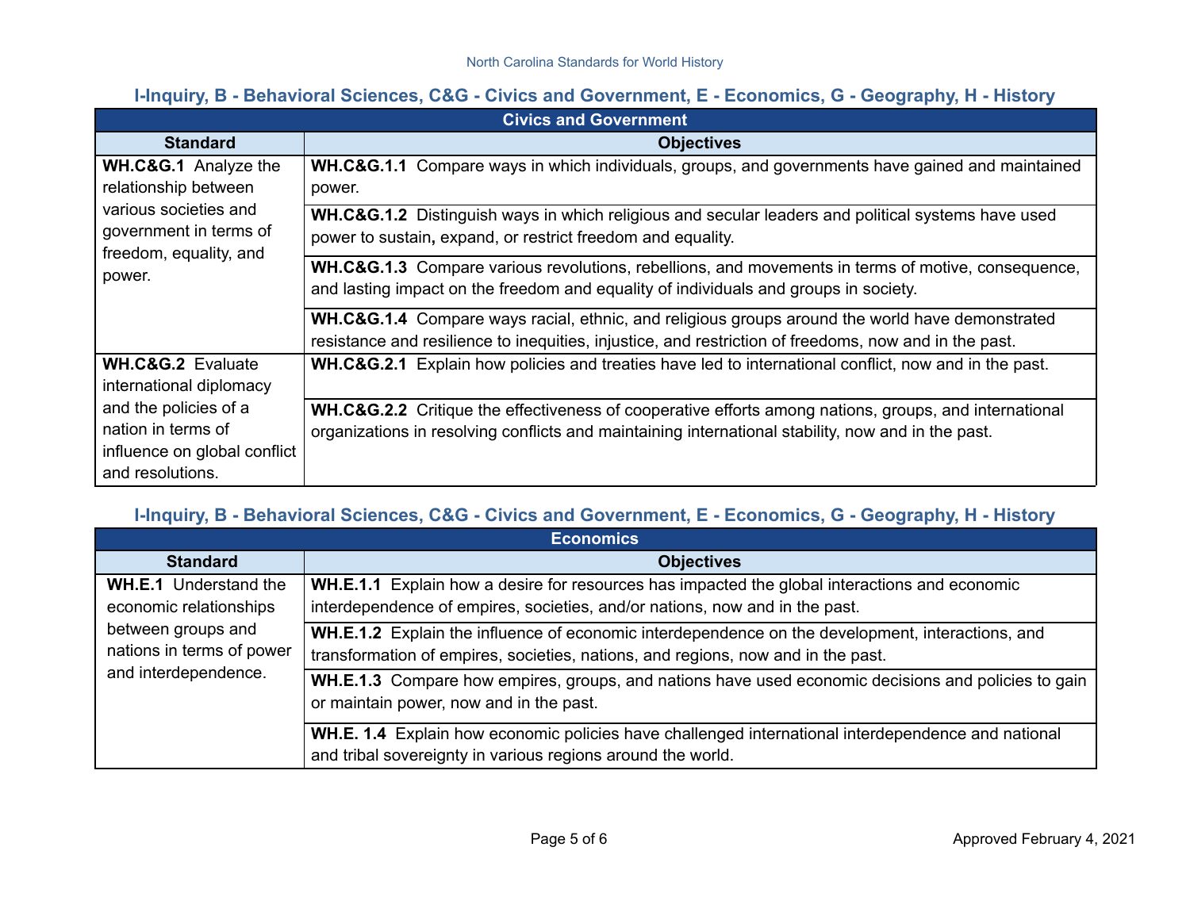**I-Inquiry, B - Behavioral Sciences, C&G - Civics and Government, E - Economics, G - Geography, H - History**

| Civics and Government | |
|---|---|
| **Standard** | **Objectives** |
| **WH.C&G.1** Analyze the relationship between various societies and government in terms of freedom, equality, and power. | **WH.C&G.1.1** Compare ways in which individuals, groups, and governments have gained and maintained power. |
| | **WH.C&G.1.2** Distinguish ways in which religious and secular leaders and political systems have used power to sustain**,** expand, or restrict freedom and equality. |
| | **WH.C&G.1.3** Compare various revolutions, rebellions, and movements in terms of motive, consequence, and lasting impact on the freedom and equality of individuals and groups in society. |
| | **WH.C&G.1.4** Compare ways racial, ethnic, and religious groups around the world have demonstrated resistance and resilience to inequities, injustice, and restriction of freedoms, now and in the past. |
| **WH.C&G.2** Evaluate international diplomacy and the policies of a nation in terms of influence on global conflict and resolutions. | **WH.C&G.2.1** Explain how policies and treaties have led to international conflict, now and in the past. |
| | **WH.C&G.2.2** Critique the effectiveness of cooperative efforts among nations, groups, and international organizations in resolving conflicts and maintaining international stability, now and in the past. |

**I-Inquiry, B - Behavioral Sciences, C&G - Civics and Government, E - Economics, G - Geography, H - History**

| Economics | |
|---|---|
| **Standard** | **Objectives** |
| **WH.E.1** Understand the economic relationships between groups and nations in terms of power and interdependence. | **WH.E.1.1** Explain how a desire for resources has impacted the global interactions and economic interdependence of empires, societies, and/or nations, now and in the past. |
| | **WH.E.1.2** Explain the influence of economic interdependence on the development, interactions, and transformation of empires, societies, nations, and regions, now and in the past. |
| | **WH.E.1.3** Compare how empires, groups, and nations have used economic decisions and policies to gain or maintain power, now and in the past. |
| | **WH.E. 1.4** Explain how economic policies have challenged international interdependence and national and tribal sovereignty in various regions around the world. |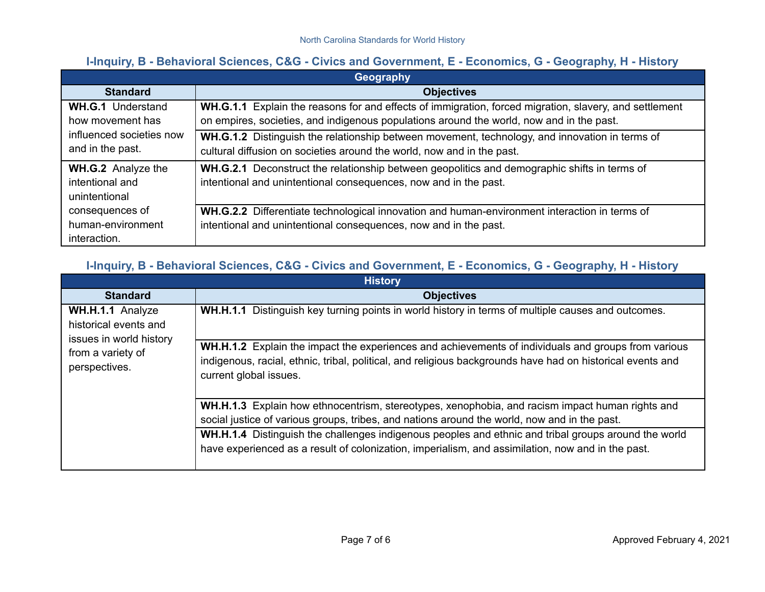**I-Inquiry, B - Behavioral Sciences, C&G - Civics and Government, E - Economics, G - Geography, H - History**

| Geography | |
|---|---|
| **Standard** | **Objectives** |
| **WH.G.1** Understand how movement has influenced societies now and in the past. | **WH.G.1.1** Explain the reasons for and effects of immigration, forced migration, slavery, and settlement on empires, societies, and indigenous populations around the world, now and in the past. |
| | **WH.G.1.2** Distinguish the relationship between movement, technology, and innovation in terms of cultural diffusion on societies around the world, now and in the past. |
| **WH.G.2** Analyze the intentional and unintentional consequences of human-environment interaction. | **WH.G.2.1** Deconstruct the relationship between geopolitics and demographic shifts in terms of intentional and unintentional consequences, now and in the past. |
| | **WH.G.2.2** Differentiate technological innovation and human-environment interaction in terms of intentional and unintentional consequences, now and in the past. |

**I-Inquiry, B - Behavioral Sciences, C&G - Civics and Government, E - Economics, G - Geography, H - History**

| History | |
|---|---|
| **Standard** | **Objectives** |
| **WH.H.1.1** Analyze historical events and issues in world history from a variety of perspectives. | **WH.H.1.1** Distinguish key turning points in world history in terms of multiple causes and outcomes. |
| | **WH.H.1.2** Explain the impact the experiences and achievements of individuals and groups from various indigenous, racial, ethnic, tribal, political, and religious backgrounds have had on historical events and current global issues. |
| | **WH.H.1.3** Explain how ethnocentrism, stereotypes, xenophobia, and racism impact human rights and social justice of various groups, tribes, and nations around the world, now and in the past. |
| | **WH.H.1.4** Distinguish the challenges indigenous peoples and ethnic and tribal groups around the world have experienced as a result of colonization, imperialism, and assimilation, now and in the past. |

Approved February 4, 2021